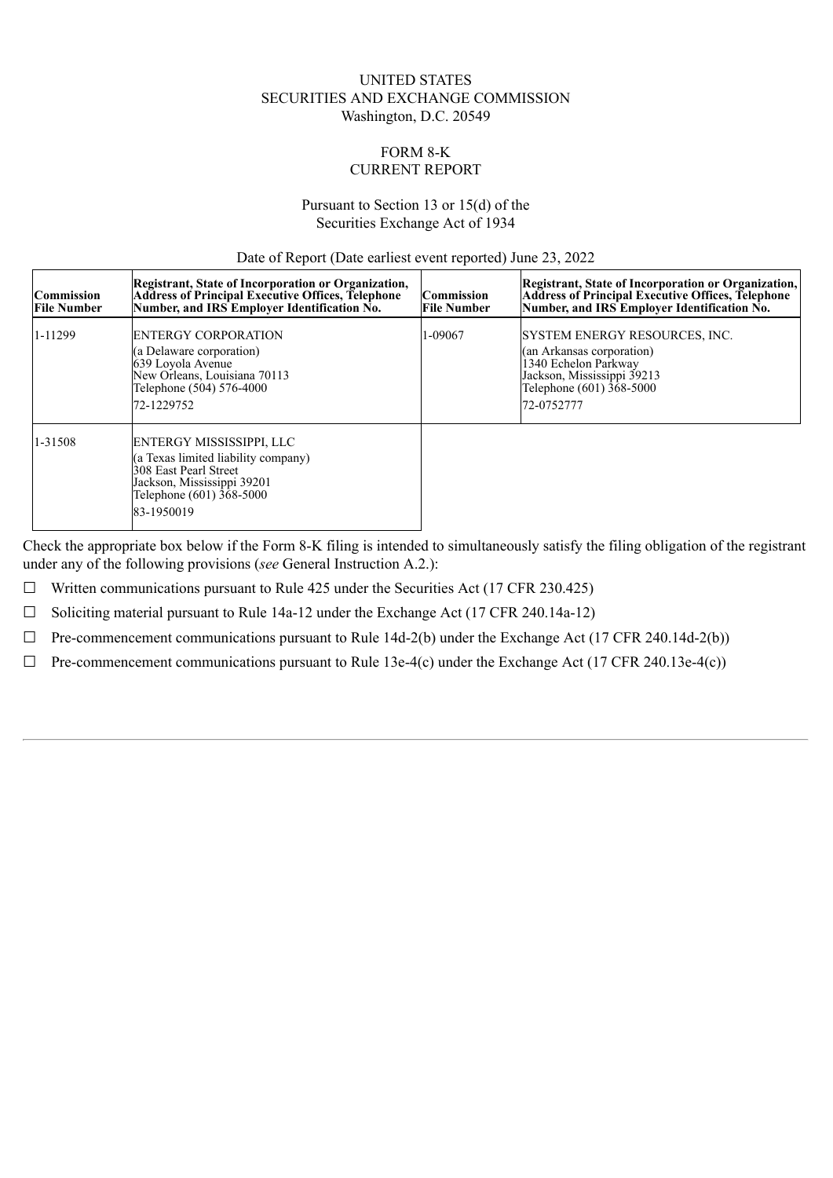UNITED STATES
SECURITIES AND EXCHANGE COMMISSION
Washington, D.C. 20549

FORM 8-K
CURRENT REPORT

Pursuant to Section 13 or 15(d) of the
Securities Exchange Act of 1934

Date of Report (Date earliest event reported) June 23, 2022

| Commission File Number | Registrant, State of Incorporation or Organization, Address of Principal Executive Offices, Telephone Number, and IRS Employer Identification No. | Commission File Number | Registrant, State of Incorporation or Organization, Address of Principal Executive Offices, Telephone Number, and IRS Employer Identification No. |
|---|---|---|---|
| 1-11299 | ENTERGY CORPORATION<br>(a Delaware corporation)<br>639 Loyola Avenue<br>New Orleans, Louisiana 70113<br>Telephone (504) 576-4000<br>72-1229752 | 1-09067 | SYSTEM ENERGY RESOURCES, INC.<br>(an Arkansas corporation)<br>1340 Echelon Parkway<br>Jackson, Mississippi 39213<br>Telephone (601) 368-5000<br>72-0752777 |
| 1-31508 | ENTERGY MISSISSIPPI, LLC<br>(a Texas limited liability company)<br>308 East Pearl Street<br>Jackson, Mississippi 39201<br>Telephone (601) 368-5000<br>83-1950019 | | |

Check the appropriate box below if the Form 8-K filing is intended to simultaneously satisfy the filing obligation of the registrant under any of the following provisions (*see* General Instruction A.2.):

☐ Written communications pursuant to Rule 425 under the Securities Act (17 CFR 230.425)

☐ Soliciting material pursuant to Rule 14a-12 under the Exchange Act (17 CFR 240.14a-12)

☐ Pre-commencement communications pursuant to Rule 14d-2(b) under the Exchange Act (17 CFR 240.14d-2(b))

☐ Pre-commencement communications pursuant to Rule 13e-4(c) under the Exchange Act (17 CFR 240.13e-4(c))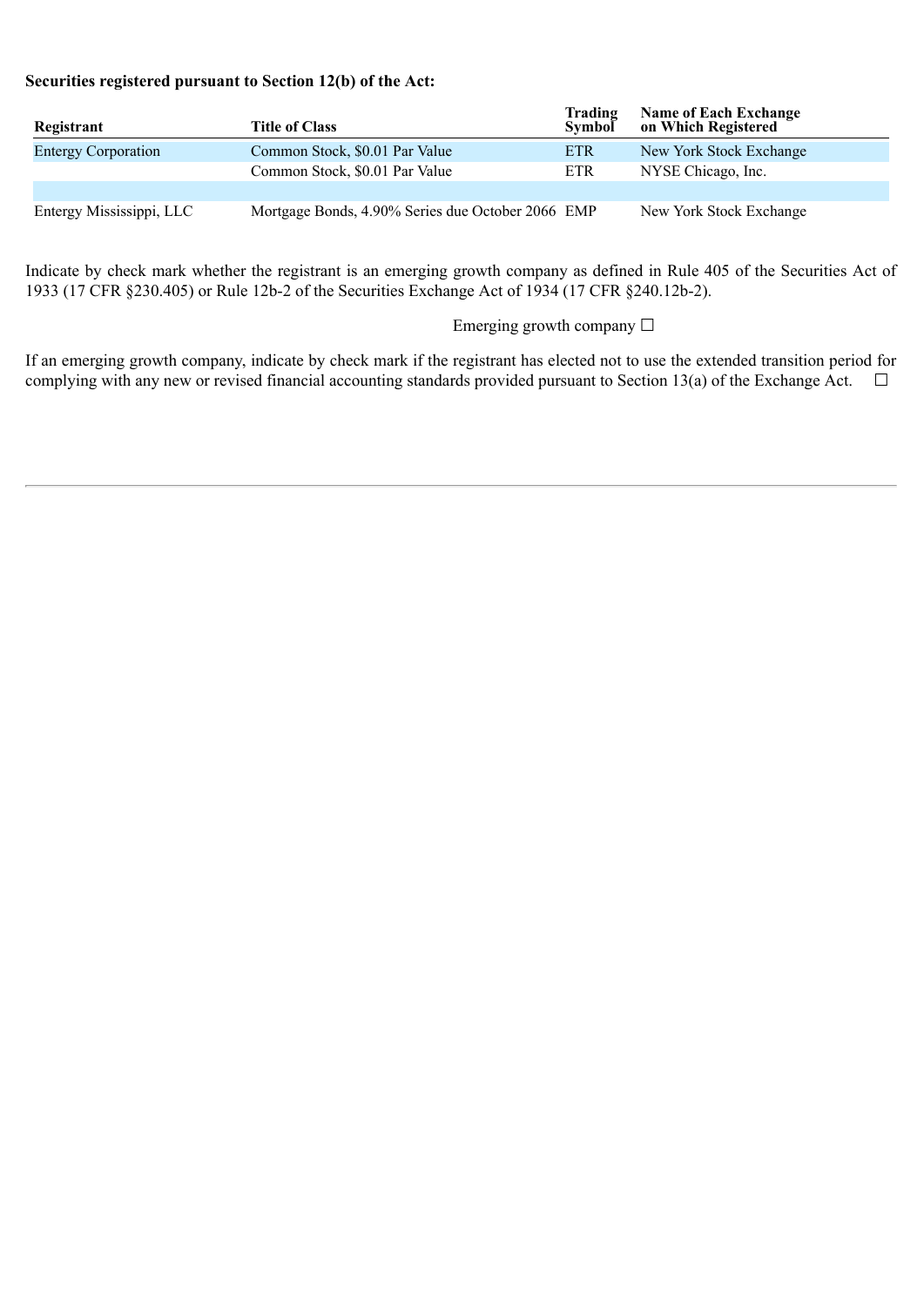**Securities registered pursuant to Section 12(b) of the Act:**

| Registrant | Title of Class | Trading Symbol | Name of Each Exchange on Which Registered |
|---|---|---|---|
| Entergy Corporation | Common Stock, $0.01 Par Value | ETR | New York Stock Exchange |
| | Common Stock, $0.01 Par Value | ETR | NYSE Chicago, Inc. |
| | | | |
| Entergy Mississippi, LLC | Mortgage Bonds, 4.90% Series due October 2066 | EMP | New York Stock Exchange |

Indicate by check mark whether the registrant is an emerging growth company as defined in Rule 405 of the Securities Act of 1933 (17 CFR §230.405) or Rule 12b-2 of the Securities Exchange Act of 1934 (17 CFR §240.12b-2).

Emerging growth company ☐

If an emerging growth company, indicate by check mark if the registrant has elected not to use the extended transition period for complying with any new or revised financial accounting standards provided pursuant to Section 13(a) of the Exchange Act. ☐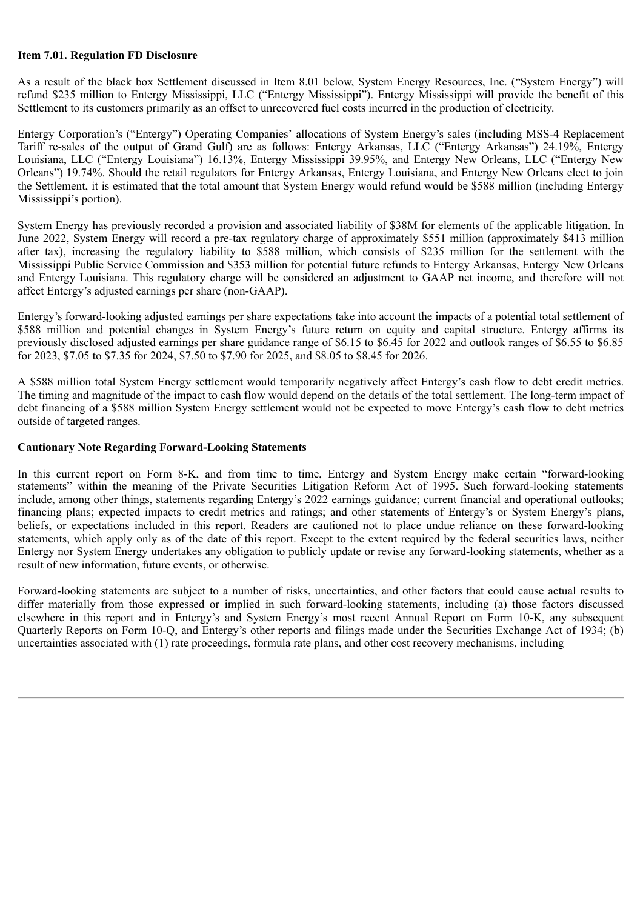**Item 7.01. Regulation FD Disclosure**

As a result of the black box Settlement discussed in Item 8.01 below, System Energy Resources, Inc. ("System Energy") will refund $235 million to Entergy Mississippi, LLC ("Entergy Mississippi"). Entergy Mississippi will provide the benefit of this Settlement to its customers primarily as an offset to unrecovered fuel costs incurred in the production of electricity.

Entergy Corporation's ("Entergy") Operating Companies' allocations of System Energy's sales (including MSS-4 Replacement Tariff re-sales of the output of Grand Gulf) are as follows: Entergy Arkansas, LLC ("Entergy Arkansas") 24.19%, Entergy Louisiana, LLC ("Entergy Louisiana") 16.13%, Entergy Mississippi 39.95%, and Entergy New Orleans, LLC ("Entergy New Orleans") 19.74%. Should the retail regulators for Entergy Arkansas, Entergy Louisiana, and Entergy New Orleans elect to join the Settlement, it is estimated that the total amount that System Energy would refund would be $588 million (including Entergy Mississippi's portion).

System Energy has previously recorded a provision and associated liability of $38M for elements of the applicable litigation. In June 2022, System Energy will record a pre-tax regulatory charge of approximately $551 million (approximately $413 million after tax), increasing the regulatory liability to $588 million, which consists of $235 million for the settlement with the Mississippi Public Service Commission and $353 million for potential future refunds to Entergy Arkansas, Entergy New Orleans and Entergy Louisiana. This regulatory charge will be considered an adjustment to GAAP net income, and therefore will not affect Entergy's adjusted earnings per share (non-GAAP).

Entergy's forward-looking adjusted earnings per share expectations take into account the impacts of a potential total settlement of $588 million and potential changes in System Energy's future return on equity and capital structure. Entergy affirms its previously disclosed adjusted earnings per share guidance range of $6.15 to $6.45 for 2022 and outlook ranges of $6.55 to $6.85 for 2023, $7.05 to $7.35 for 2024, $7.50 to $7.90 for 2025, and $8.05 to $8.45 for 2026.

A $588 million total System Energy settlement would temporarily negatively affect Entergy's cash flow to debt credit metrics. The timing and magnitude of the impact to cash flow would depend on the details of the total settlement. The long-term impact of debt financing of a $588 million System Energy settlement would not be expected to move Entergy's cash flow to debt metrics outside of targeted ranges.

**Cautionary Note Regarding Forward-Looking Statements**

In this current report on Form 8-K, and from time to time, Entergy and System Energy make certain "forward-looking statements" within the meaning of the Private Securities Litigation Reform Act of 1995. Such forward-looking statements include, among other things, statements regarding Entergy's 2022 earnings guidance; current financial and operational outlooks; financing plans; expected impacts to credit metrics and ratings; and other statements of Entergy's or System Energy's plans, beliefs, or expectations included in this report. Readers are cautioned not to place undue reliance on these forward-looking statements, which apply only as of the date of this report. Except to the extent required by the federal securities laws, neither Entergy nor System Energy undertakes any obligation to publicly update or revise any forward-looking statements, whether as a result of new information, future events, or otherwise.

Forward-looking statements are subject to a number of risks, uncertainties, and other factors that could cause actual results to differ materially from those expressed or implied in such forward-looking statements, including (a) those factors discussed elsewhere in this report and in Entergy's and System Energy's most recent Annual Report on Form 10-K, any subsequent Quarterly Reports on Form 10-Q, and Entergy's other reports and filings made under the Securities Exchange Act of 1934; (b) uncertainties associated with (1) rate proceedings, formula rate plans, and other cost recovery mechanisms, including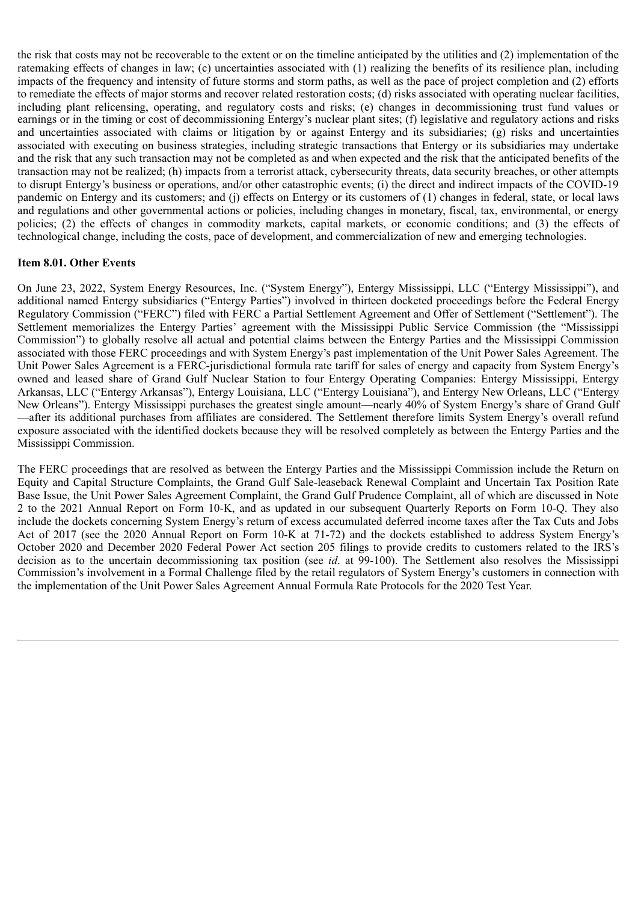the risk that costs may not be recoverable to the extent or on the timeline anticipated by the utilities and (2) implementation of the ratemaking effects of changes in law; (c) uncertainties associated with (1) realizing the benefits of its resilience plan, including impacts of the frequency and intensity of future storms and storm paths, as well as the pace of project completion and (2) efforts to remediate the effects of major storms and recover related restoration costs; (d) risks associated with operating nuclear facilities, including plant relicensing, operating, and regulatory costs and risks; (e) changes in decommissioning trust fund values or earnings or in the timing or cost of decommissioning Entergy's nuclear plant sites; (f) legislative and regulatory actions and risks and uncertainties associated with claims or litigation by or against Entergy and its subsidiaries; (g) risks and uncertainties associated with executing on business strategies, including strategic transactions that Entergy or its subsidiaries may undertake and the risk that any such transaction may not be completed as and when expected and the risk that the anticipated benefits of the transaction may not be realized; (h) impacts from a terrorist attack, cybersecurity threats, data security breaches, or other attempts to disrupt Entergy's business or operations, and/or other catastrophic events; (i) the direct and indirect impacts of the COVID-19 pandemic on Entergy and its customers; and (j) effects on Entergy or its customers of (1) changes in federal, state, or local laws and regulations and other governmental actions or policies, including changes in monetary, fiscal, tax, environmental, or energy policies; (2) the effects of changes in commodity markets, capital markets, or economic conditions; and (3) the effects of technological change, including the costs, pace of development, and commercialization of new and emerging technologies.

**Item 8.01. Other Events**

On June 23, 2022, System Energy Resources, Inc. ("System Energy"), Entergy Mississippi, LLC ("Entergy Mississippi"), and additional named Entergy subsidiaries ("Entergy Parties") involved in thirteen docketed proceedings before the Federal Energy Regulatory Commission ("FERC") filed with FERC a Partial Settlement Agreement and Offer of Settlement ("Settlement"). The Settlement memorializes the Entergy Parties' agreement with the Mississippi Public Service Commission (the "Mississippi Commission") to globally resolve all actual and potential claims between the Entergy Parties and the Mississippi Commission associated with those FERC proceedings and with System Energy's past implementation of the Unit Power Sales Agreement. The Unit Power Sales Agreement is a FERC-jurisdictional formula rate tariff for sales of energy and capacity from System Energy's owned and leased share of Grand Gulf Nuclear Station to four Entergy Operating Companies: Entergy Mississippi, Entergy Arkansas, LLC ("Entergy Arkansas"), Entergy Louisiana, LLC ("Entergy Louisiana"), and Entergy New Orleans, LLC ("Entergy New Orleans"). Entergy Mississippi purchases the greatest single amount—nearly 40% of System Energy's share of Grand Gulf—after its additional purchases from affiliates are considered. The Settlement therefore limits System Energy's overall refund exposure associated with the identified dockets because they will be resolved completely as between the Entergy Parties and the Mississippi Commission.

The FERC proceedings that are resolved as between the Entergy Parties and the Mississippi Commission include the Return on Equity and Capital Structure Complaints, the Grand Gulf Sale-leaseback Renewal Complaint and Uncertain Tax Position Rate Base Issue, the Unit Power Sales Agreement Complaint, the Grand Gulf Prudence Complaint, all of which are discussed in Note 2 to the 2021 Annual Report on Form 10-K, and as updated in our subsequent Quarterly Reports on Form 10-Q. They also include the dockets concerning System Energy's return of excess accumulated deferred income taxes after the Tax Cuts and Jobs Act of 2017 (see the 2020 Annual Report on Form 10-K at 71-72) and the dockets established to address System Energy's October 2020 and December 2020 Federal Power Act section 205 filings to provide credits to customers related to the IRS's decision as to the uncertain decommissioning tax position (see *id*. at 99-100). The Settlement also resolves the Mississippi Commission's involvement in a Formal Challenge filed by the retail regulators of System Energy's customers in connection with the implementation of the Unit Power Sales Agreement Annual Formula Rate Protocols for the 2020 Test Year.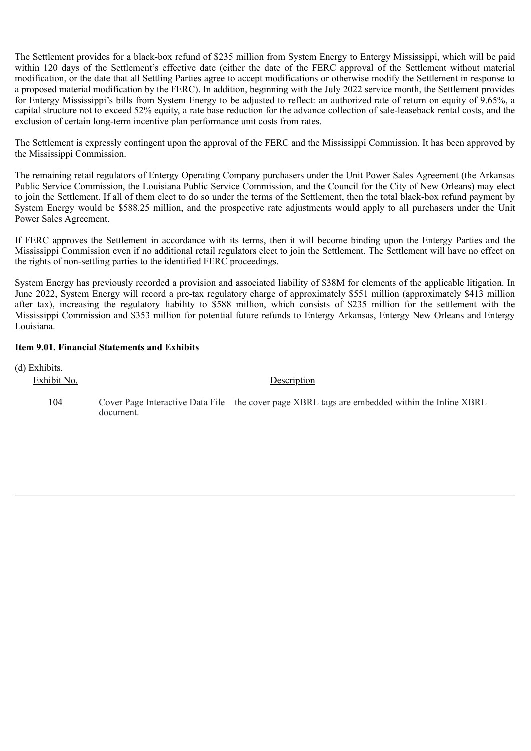The Settlement provides for a black-box refund of $235 million from System Energy to Entergy Mississippi, which will be paid within 120 days of the Settlement's effective date (either the date of the FERC approval of the Settlement without material modification, or the date that all Settling Parties agree to accept modifications or otherwise modify the Settlement in response to a proposed material modification by the FERC). In addition, beginning with the July 2022 service month, the Settlement provides for Entergy Mississippi's bills from System Energy to be adjusted to reflect: an authorized rate of return on equity of 9.65%, a capital structure not to exceed 52% equity, a rate base reduction for the advance collection of sale-leaseback rental costs, and the exclusion of certain long-term incentive plan performance unit costs from rates.

The Settlement is expressly contingent upon the approval of the FERC and the Mississippi Commission. It has been approved by the Mississippi Commission.

The remaining retail regulators of Entergy Operating Company purchasers under the Unit Power Sales Agreement (the Arkansas Public Service Commission, the Louisiana Public Service Commission, and the Council for the City of New Orleans) may elect to join the Settlement. If all of them elect to do so under the terms of the Settlement, then the total black-box refund payment by System Energy would be $588.25 million, and the prospective rate adjustments would apply to all purchasers under the Unit Power Sales Agreement.

If FERC approves the Settlement in accordance with its terms, then it will become binding upon the Entergy Parties and the Mississippi Commission even if no additional retail regulators elect to join the Settlement. The Settlement will have no effect on the rights of non-settling parties to the identified FERC proceedings.

System Energy has previously recorded a provision and associated liability of $38M for elements of the applicable litigation. In June 2022, System Energy will record a pre-tax regulatory charge of approximately $551 million (approximately $413 million after tax), increasing the regulatory liability to $588 million, which consists of $235 million for the settlement with the Mississippi Commission and $353 million for potential future refunds to Entergy Arkansas, Entergy New Orleans and Entergy Louisiana.

**Item 9.01. Financial Statements and Exhibits**

(d) Exhibits.

| Exhibit No. | Description |
| --- | --- |
| 104 | Cover Page Interactive Data File – the cover page XBRL tags are embedded within the Inline XBRL document. |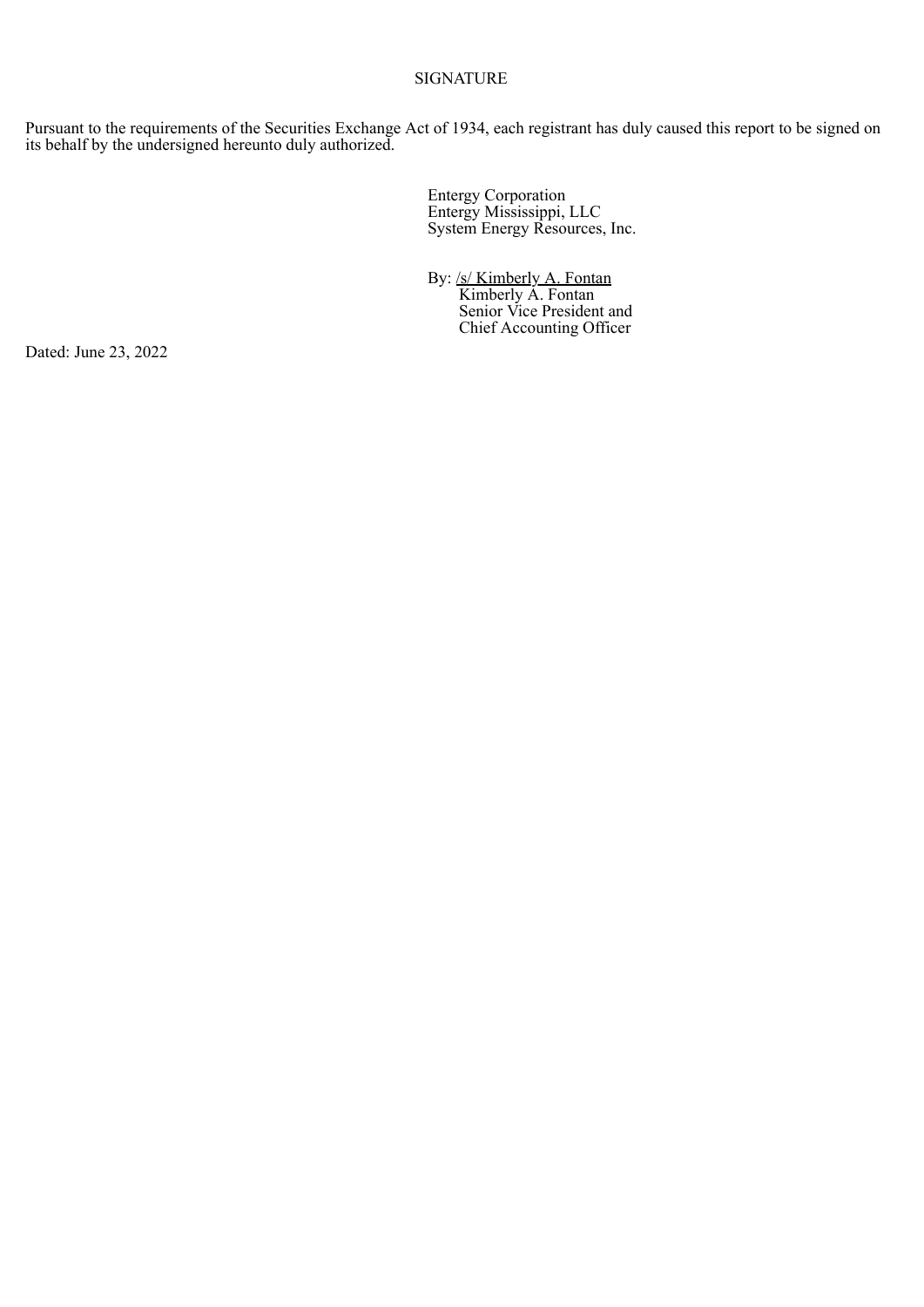SIGNATURE

Pursuant to the requirements of the Securities Exchange Act of 1934, each registrant has duly caused this report to be signed on its behalf by the undersigned hereunto duly authorized.

Entergy Corporation
Entergy Mississippi, LLC
System Energy Resources, Inc.

By: /s/ Kimberly A. Fontan
Kimberly A. Fontan
Senior Vice President and
Chief Accounting Officer

Dated: June 23, 2022